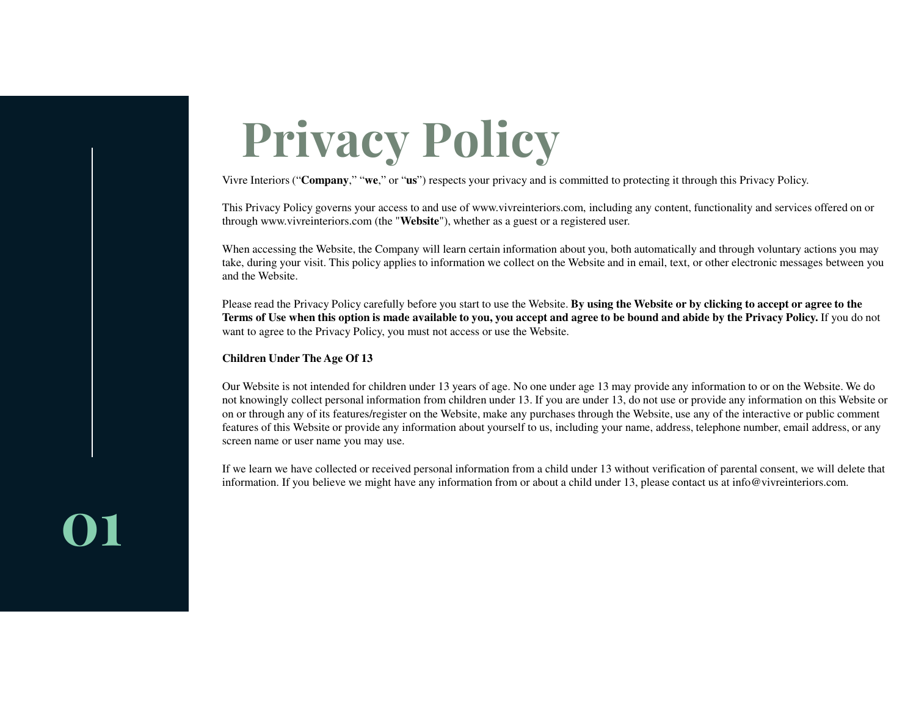# Privacy Policy

Vivre Interiors (“**Company**,” “**we**,” or “**us**”) respects your privacy and is committed to protecting it through this Privacy Policy.

This Privacy Policy governs your access to and use of www.vivreinteriors.com, including any content, functionality and services offered on or through www.vivreinteriors.com (the "**Website**"), whether as a guest or a registered user.

When accessing the Website, the Company will learn certain information about you, both automatically and through voluntary actions you may take, during your visit. This policy applies to information we collect on the Website and in email, text, or other electronic messages between you and the Website.

Please read the Privacy Policy carefully before you start to use the Website. **By using the Website or by clicking to accept or agree to the Terms of Use when this option is made available to you, you accept and agree to be bound and abide by the Privacy Policy.** If you do not want to agree to the Privacy Policy, you must not access or use the Website.

**Children Under The Age Of 13**

Our Website is not intended for children under 13 years of age. No one under age 13 may provide any information to or on the Website. We do not knowingly collect personal information from children under 13. If you are under 13, do not use or provide any information on this Website or on or through any of its features/register on the Website, make any purchases through the Website, use any of the interactive or public comment features of this Website or provide any information about yourself to us, including your name, address, telephone number, email address, or any screen name or user name you may use.

If we learn we have collected or received personal information from a child under 13 without verification of parental consent, we will delete that information. If you believe we might have any information from or about a child under 13, please contact us at info@vivreinteriors.com.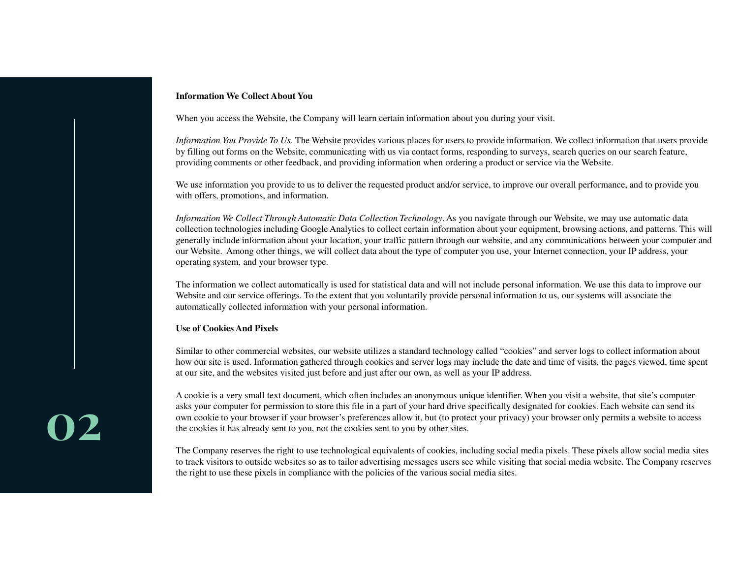## Information We Collect About You

When you access the Website, the Company will learn certain information about you during your visit.

*Information You Provide To Us*. The Website provides various places for users to provide information. We collect information that users provide by filling out forms on the Website, communicating with us via contact forms, responding to surveys, search queries on our search feature, providing comments or other feedback, and providing information when ordering a product or service via the Website.

We use information you provide to us to deliver the requested product and/or service, to improve our overall performance, and to provide you with offers, promotions, and information.

*Information We Collect Through Automatic Data Collection Technology*. As you navigate through our Website, we may use automatic data collection technologies including Google Analytics to collect certain information about your equipment, browsing actions, and patterns. This will generally include information about your location, your traffic pattern through our website, and any communications between your computer and our Website. Among other things, we will collect data about the type of computer you use, your Internet connection, your IP address, your operating system, and your browser type.

The information we collect automatically is used for statistical data and will not include personal information. We use this data to improve our Website and our service offerings. To the extent that you voluntarily provide personal information to us, our systems will associate the automatically collected information with your personal information.

## Use of Cookies And Pixels

Similar to other commercial websites, our website utilizes a standard technology called "cookies" and server logs to collect information about how our site is used. Information gathered through cookies and server logs may include the date and time of visits, the pages viewed, time spent at our site, and the websites visited just before and just after our own, as well as your IP address.

A cookie is a very small text document, which often includes an anonymous unique identifier. When you visit a website, that site's computer asks your computer for permission to store this file in a part of your hard drive specifically designated for cookies. Each website can send its own cookie to your browser if your browser's preferences allow it, but (to protect your privacy) your browser only permits a website to access the cookies it has already sent to you, not the cookies sent to you by other sites.

The Company reserves the right to use technological equivalents of cookies, including social media pixels. These pixels allow social media sites to track visitors to outside websites so as to tailor advertising messages users see while visiting that social media website. The Company reserves the right to use these pixels in compliance with the policies of the various social media sites.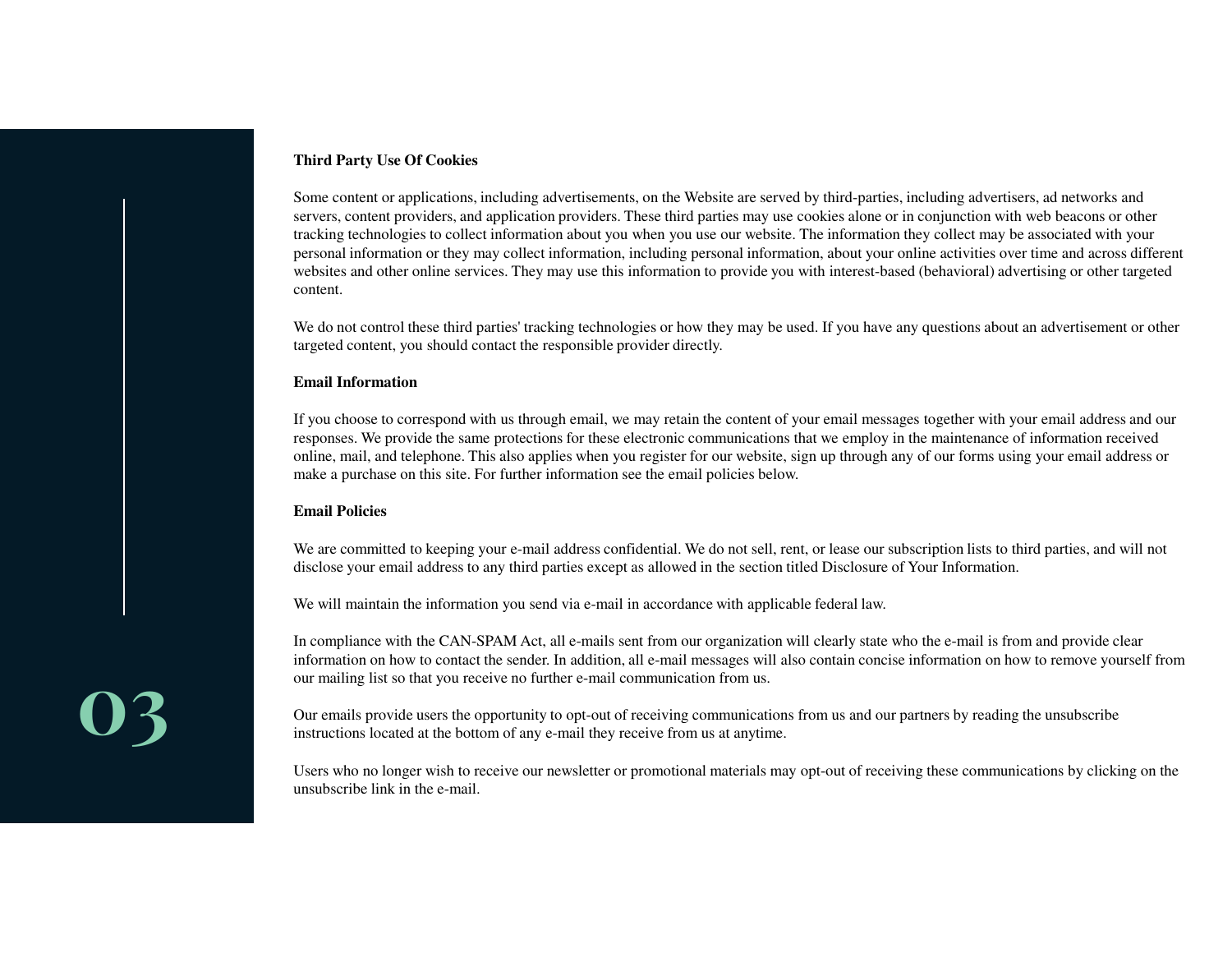**Third Party Use Of Cookies**

Some content or applications, including advertisements, on the Website are served by third-parties, including advertisers, ad networks and servers, content providers, and application providers. These third parties may use cookies alone or in conjunction with web beacons or other tracking technologies to collect information about you when you use our website. The information they collect may be associated with your personal information or they may collect information, including personal information, about your online activities over time and across different websites and other online services. They may use this information to provide you with interest-based (behavioral) advertising or other targeted content.

We do not control these third parties' tracking technologies or how they may be used. If you have any questions about an advertisement or other targeted content, you should contact the responsible provider directly.

**Email Information**

If you choose to correspond with us through email, we may retain the content of your email messages together with your email address and our responses. We provide the same protections for these electronic communications that we employ in the maintenance of information received online, mail, and telephone. This also applies when you register for our website, sign up through any of our forms using your email address or make a purchase on this site. For further information see the email policies below.

**Email Policies**

We are committed to keeping your e-mail address confidential. We do not sell, rent, or lease our subscription lists to third parties, and will not disclose your email address to any third parties except as allowed in the section titled Disclosure of Your Information.

We will maintain the information you send via e-mail in accordance with applicable federal law.

In compliance with the CAN-SPAM Act, all e-mails sent from our organization will clearly state who the e-mail is from and provide clear information on how to contact the sender. In addition, all e-mail messages will also contain concise information on how to remove yourself from our mailing list so that you receive no further e-mail communication from us.

Our emails provide users the opportunity to opt-out of receiving communications from us and our partners by reading the unsubscribe instructions located at the bottom of any e-mail they receive from us at anytime.

Users who no longer wish to receive our newsletter or promotional materials may opt-out of receiving these communications by clicking on the unsubscribe link in the e-mail.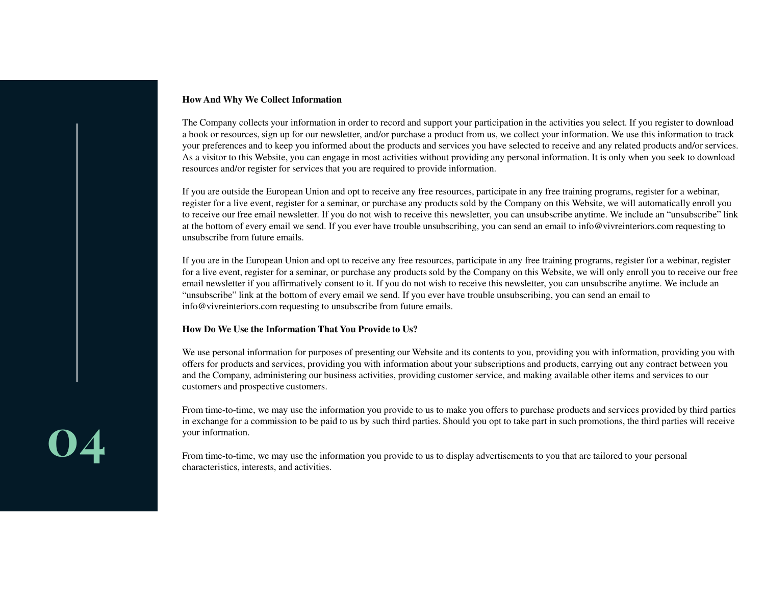**How And Why We Collect Information**

The Company collects your information in order to record and support your participation in the activities you select. If you register to download a book or resources, sign up for our newsletter, and/or purchase a product from us, we collect your information. We use this information to track your preferences and to keep you informed about the products and services you have selected to receive and any related products and/or services. As a visitor to this Website, you can engage in most activities without providing any personal information. It is only when you seek to download resources and/or register for services that you are required to provide information.

If you are outside the European Union and opt to receive any free resources, participate in any free training programs, register for a webinar, register for a live event, register for a seminar, or purchase any products sold by the Company on this Website, we will automatically enroll you to receive our free email newsletter. If you do not wish to receive this newsletter, you can unsubscribe anytime. We include an "unsubscribe" link at the bottom of every email we send. If you ever have trouble unsubscribing, you can send an email to info@vivreinteriors.com requesting to unsubscribe from future emails.

If you are in the European Union and opt to receive any free resources, participate in any free training programs, register for a webinar, register for a live event, register for a seminar, or purchase any products sold by the Company on this Website, we will only enroll you to receive our free email newsletter if you affirmatively consent to it. If you do not wish to receive this newsletter, you can unsubscribe anytime. We include an "unsubscribe" link at the bottom of every email we send. If you ever have trouble unsubscribing, you can send an email to info@vivreinteriors.com requesting to unsubscribe from future emails.

**How Do We Use the Information That You Provide to Us?**

We use personal information for purposes of presenting our Website and its contents to you, providing you with information, providing you with offers for products and services, providing you with information about your subscriptions and products, carrying out any contract between you and the Company, administering our business activities, providing customer service, and making available other items and services to our customers and prospective customers.

From time-to-time, we may use the information you provide to us to make you offers to purchase products and services provided by third parties in exchange for a commission to be paid to us by such third parties. Should you opt to take part in such promotions, the third parties will receive your information.

From time-to-time, we may use the information you provide to us to display advertisements to you that are tailored to your personal characteristics, interests, and activities.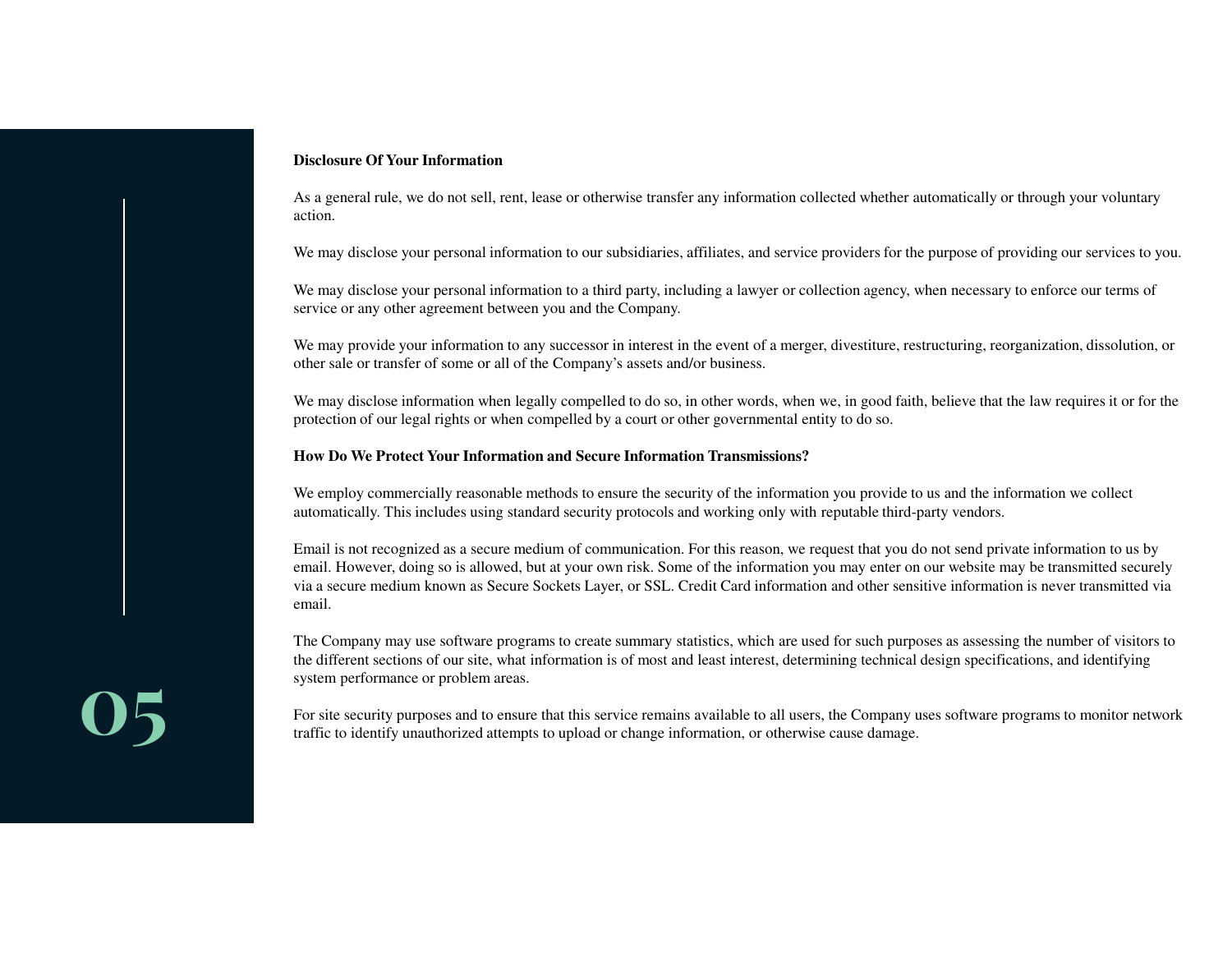**Disclosure Of Your Information**

As a general rule, we do not sell, rent, lease or otherwise transfer any information collected whether automatically or through your voluntary action.

We may disclose your personal information to our subsidiaries, affiliates, and service providers for the purpose of providing our services to you.

We may disclose your personal information to a third party, including a lawyer or collection agency, when necessary to enforce our terms of service or any other agreement between you and the Company.

We may provide your information to any successor in interest in the event of a merger, divestiture, restructuring, reorganization, dissolution, or other sale or transfer of some or all of the Company's assets and/or business.

We may disclose information when legally compelled to do so, in other words, when we, in good faith, believe that the law requires it or for the protection of our legal rights or when compelled by a court or other governmental entity to do so.

**How Do We Protect Your Information and Secure Information Transmissions?**

We employ commercially reasonable methods to ensure the security of the information you provide to us and the information we collect automatically. This includes using standard security protocols and working only with reputable third-party vendors.

Email is not recognized as a secure medium of communication. For this reason, we request that you do not send private information to us by email. However, doing so is allowed, but at your own risk. Some of the information you may enter on our website may be transmitted securely via a secure medium known as Secure Sockets Layer, or SSL. Credit Card information and other sensitive information is never transmitted via email.

The Company may use software programs to create summary statistics, which are used for such purposes as assessing the number of visitors to the different sections of our site, what information is of most and least interest, determining technical design specifications, and identifying system performance or problem areas.

For site security purposes and to ensure that this service remains available to all users, the Company uses software programs to monitor network traffic to identify unauthorized attempts to upload or change information, or otherwise cause damage.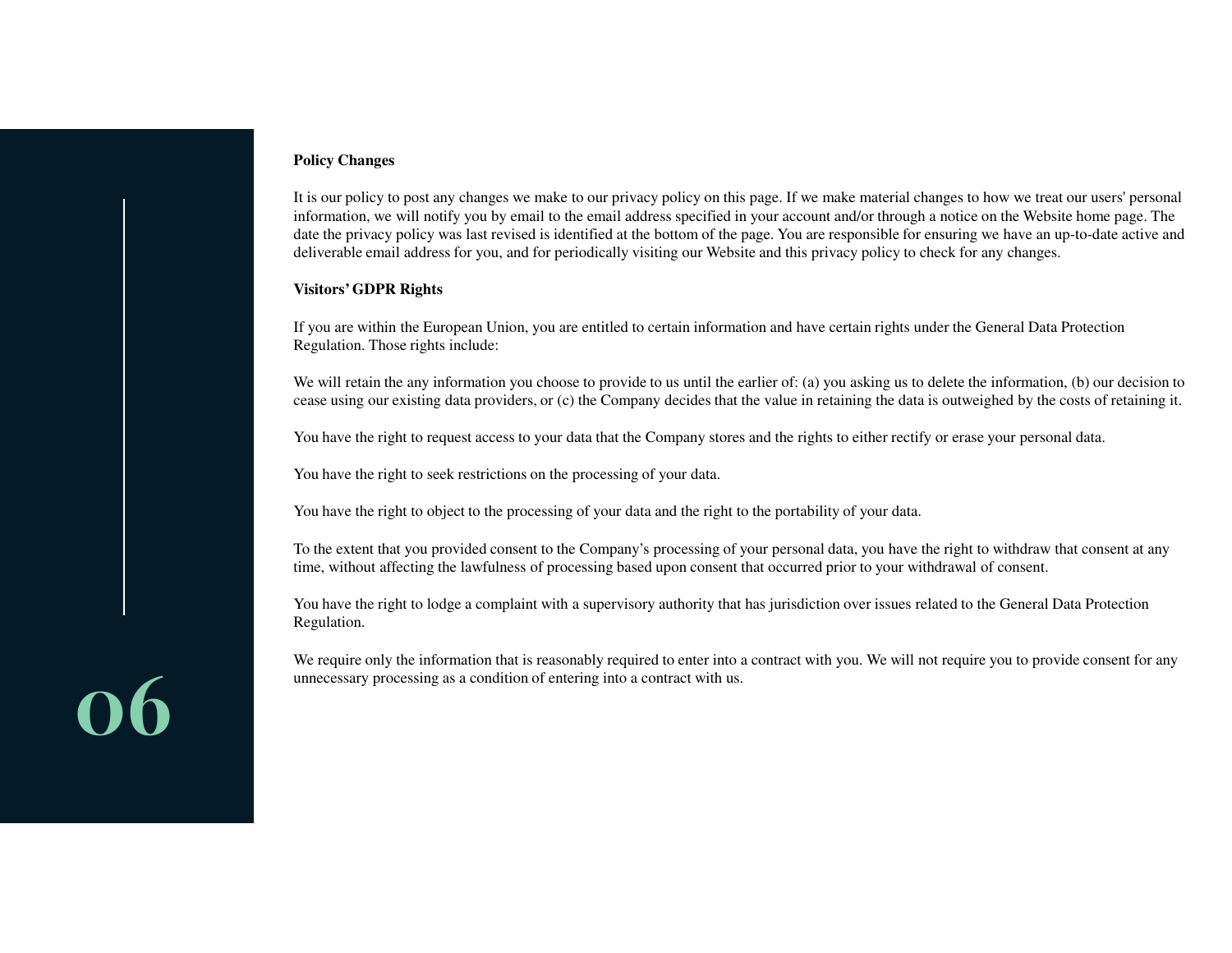**Policy Changes**

It is our policy to post any changes we make to our privacy policy on this page. If we make material changes to how we treat our users' personal information, we will notify you by email to the email address specified in your account and/or through a notice on the Website home page. The date the privacy policy was last revised is identified at the bottom of the page. You are responsible for ensuring we have an up-to-date active and deliverable email address for you, and for periodically visiting our Website and this privacy policy to check for any changes.

**Visitors' GDPR Rights**

If you are within the European Union, you are entitled to certain information and have certain rights under the General Data Protection Regulation. Those rights include:

We will retain the any information you choose to provide to us until the earlier of: (a) you asking us to delete the information, (b) our decision to cease using our existing data providers, or (c) the Company decides that the value in retaining the data is outweighed by the costs of retaining it.

You have the right to request access to your data that the Company stores and the rights to either rectify or erase your personal data.

You have the right to seek restrictions on the processing of your data.

You have the right to object to the processing of your data and the right to the portability of your data.

To the extent that you provided consent to the Company's processing of your personal data, you have the right to withdraw that consent at any time, without affecting the lawfulness of processing based upon consent that occurred prior to your withdrawal of consent.

You have the right to lodge a complaint with a supervisory authority that has jurisdiction over issues related to the General Data Protection Regulation.

We require only the information that is reasonably required to enter into a contract with you. We will not require you to provide consent for any unnecessary processing as a condition of entering into a contract with us.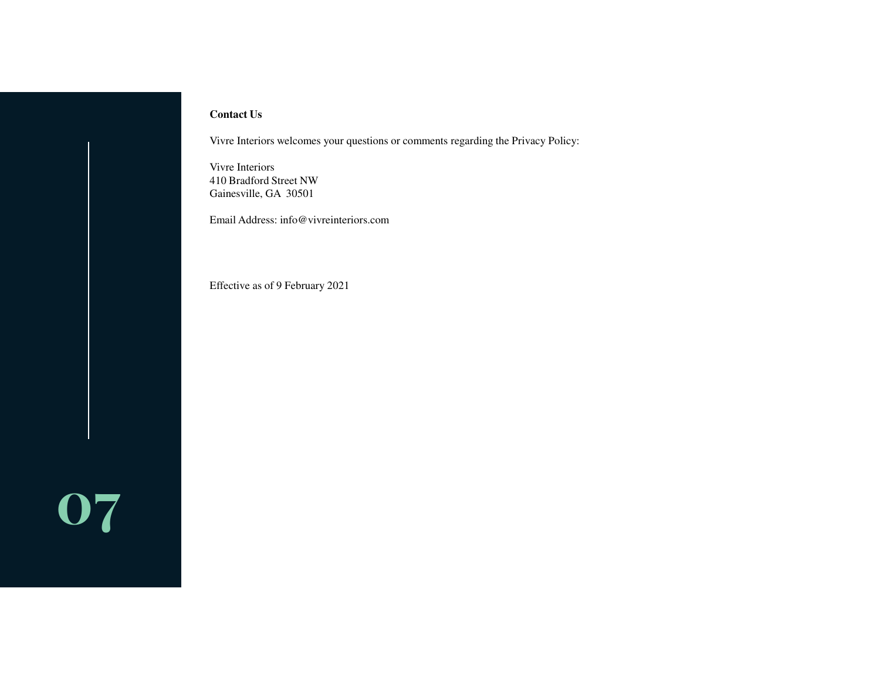**Contact Us**

Vivre Interiors welcomes your questions or comments regarding the Privacy Policy:

Vivre Interiors
410 Bradford Street NW
Gainesville, GA  30501

Email Address: info@vivreinteriors.com

Effective as of 9 February 2021